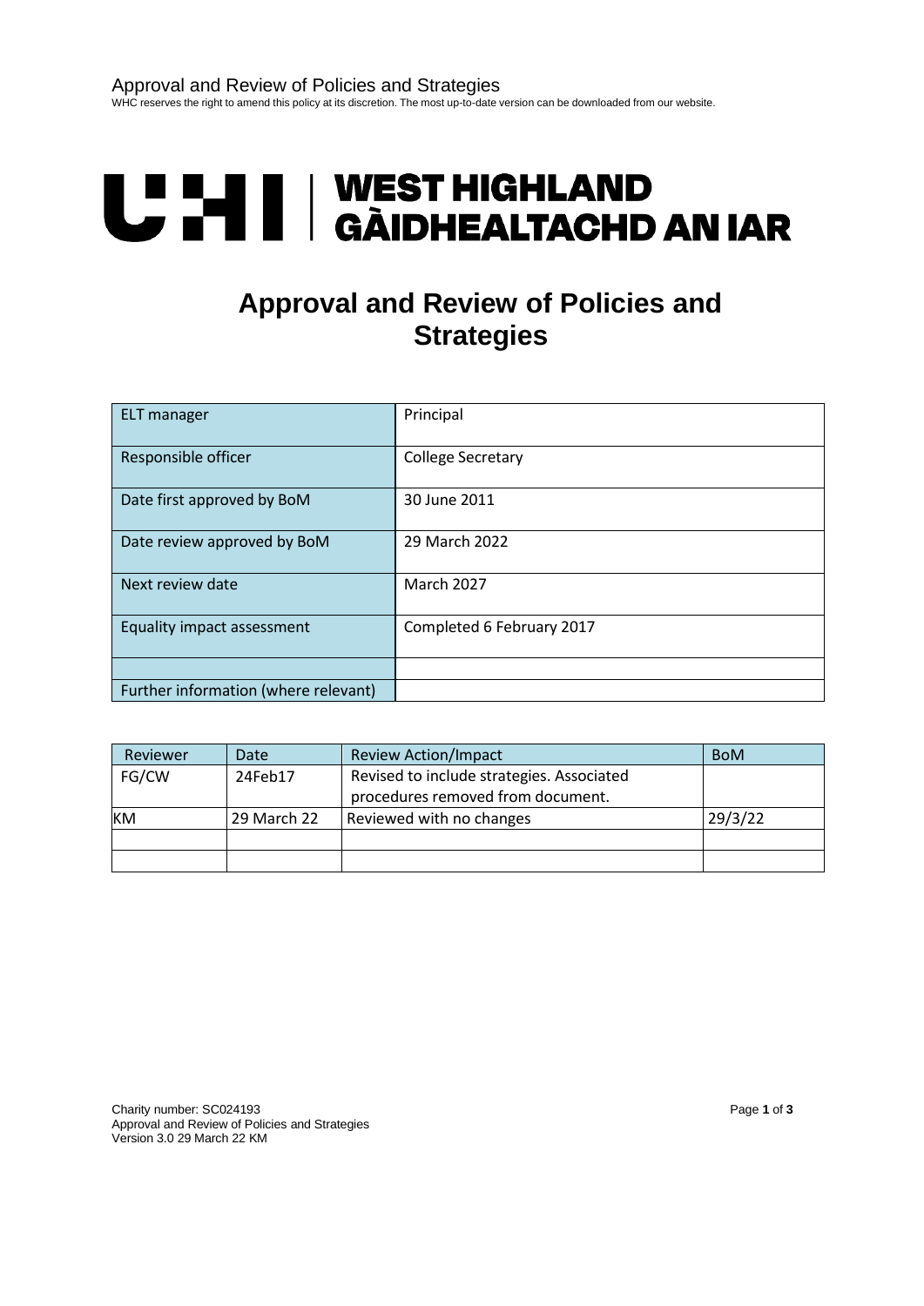Approval and Review of Policies and Strategies

WHC reserves the right to amend this policy at its discretion. The most up-to-date version can be downloaded from our website.

UHI | WEST HIGHLAND GÀIDHEALTACHD AN IAR

# Approval and Review of Policies and Strategies

| | |
|---|---|
| ELT manager | Principal |
| Responsible officer | College Secretary |
| Date first approved by BoM | 30 June 2011 |
| Date review approved by BoM | 29 March 2022 |
| Next review date | March 2027 |
| Equality impact assessment | Completed 6 February 2017 |
| | |
| Further information (where relevant) | |

| Reviewer | Date | Review Action/Impact | BoM |
|---|---|---|---|
| FG/CW | 24Feb17 | Revised to include strategies. Associated procedures removed from document. | |
| KM | 29 March 22 | Reviewed with no changes | 29/3/22 |
| | | | |
| | | | |

Charity number: SC024193
Approval and Review of Policies and Strategies
Version 3.0 29 March 22 KM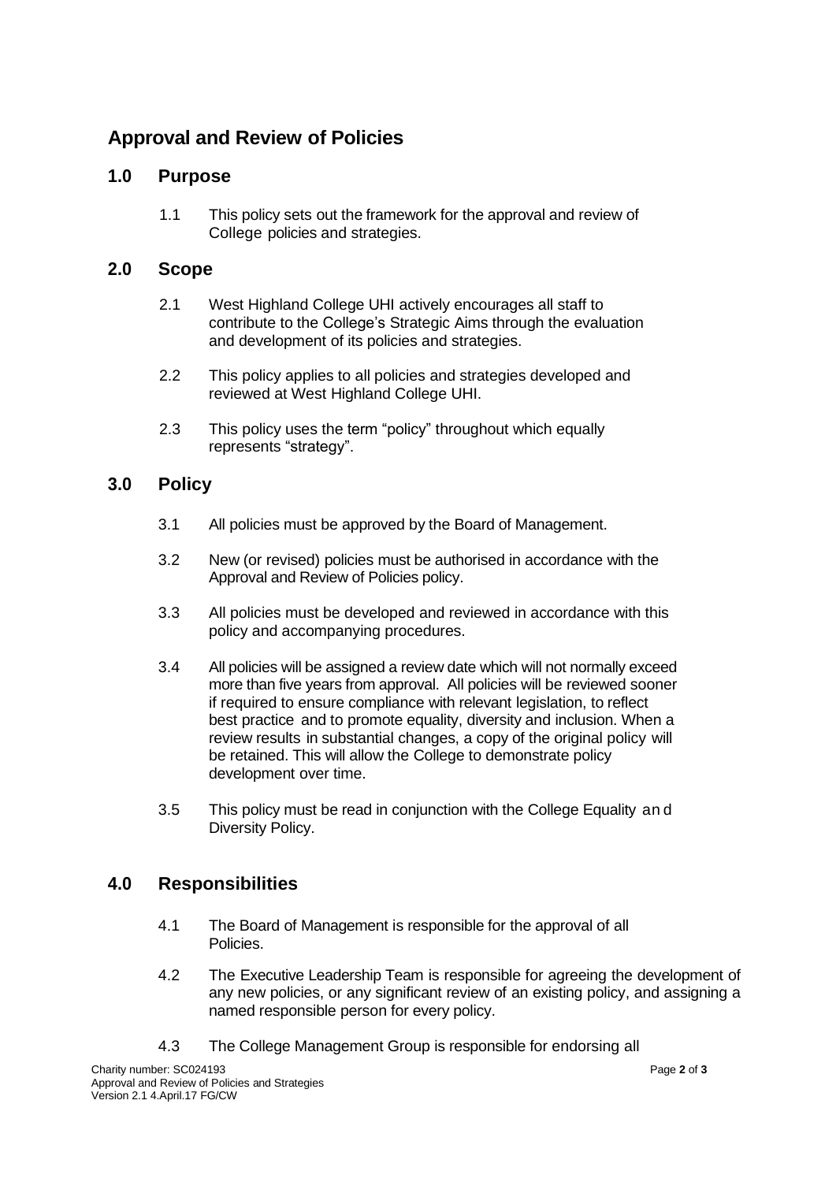# Approval and Review of Policies

## 1.0 Purpose

1.1 This policy sets out the framework for the approval and review of College policies and strategies.

## 2.0 Scope

2.1 West Highland College UHI actively encourages all staff to contribute to the College's Strategic Aims through the evaluation and development of its policies and strategies.

2.2 This policy applies to all policies and strategies developed and reviewed at West Highland College UHI.

2.3 This policy uses the term "policy" throughout which equally represents "strategy".

## 3.0 Policy

3.1 All policies must be approved by the Board of Management.

3.2 New (or revised) policies must be authorised in accordance with the Approval and Review of Policies policy.

3.3 All policies must be developed and reviewed in accordance with this policy and accompanying procedures.

3.4 All policies will be assigned a review date which will not normally exceed more than five years from approval. All policies will be reviewed sooner if required to ensure compliance with relevant legislation, to reflect best practice and to promote equality, diversity and inclusion. When a review results in substantial changes, a copy of the original policy will be retained. This will allow the College to demonstrate policy development over time.

3.5 This policy must be read in conjunction with the College Equality and Diversity Policy.

## 4.0 Responsibilities

4.1 The Board of Management is responsible for the approval of all Policies.

4.2 The Executive Leadership Team is responsible for agreeing the development of any new policies, or any significant review of an existing policy, and assigning a named responsible person for every policy.

4.3 The College Management Group is responsible for endorsing all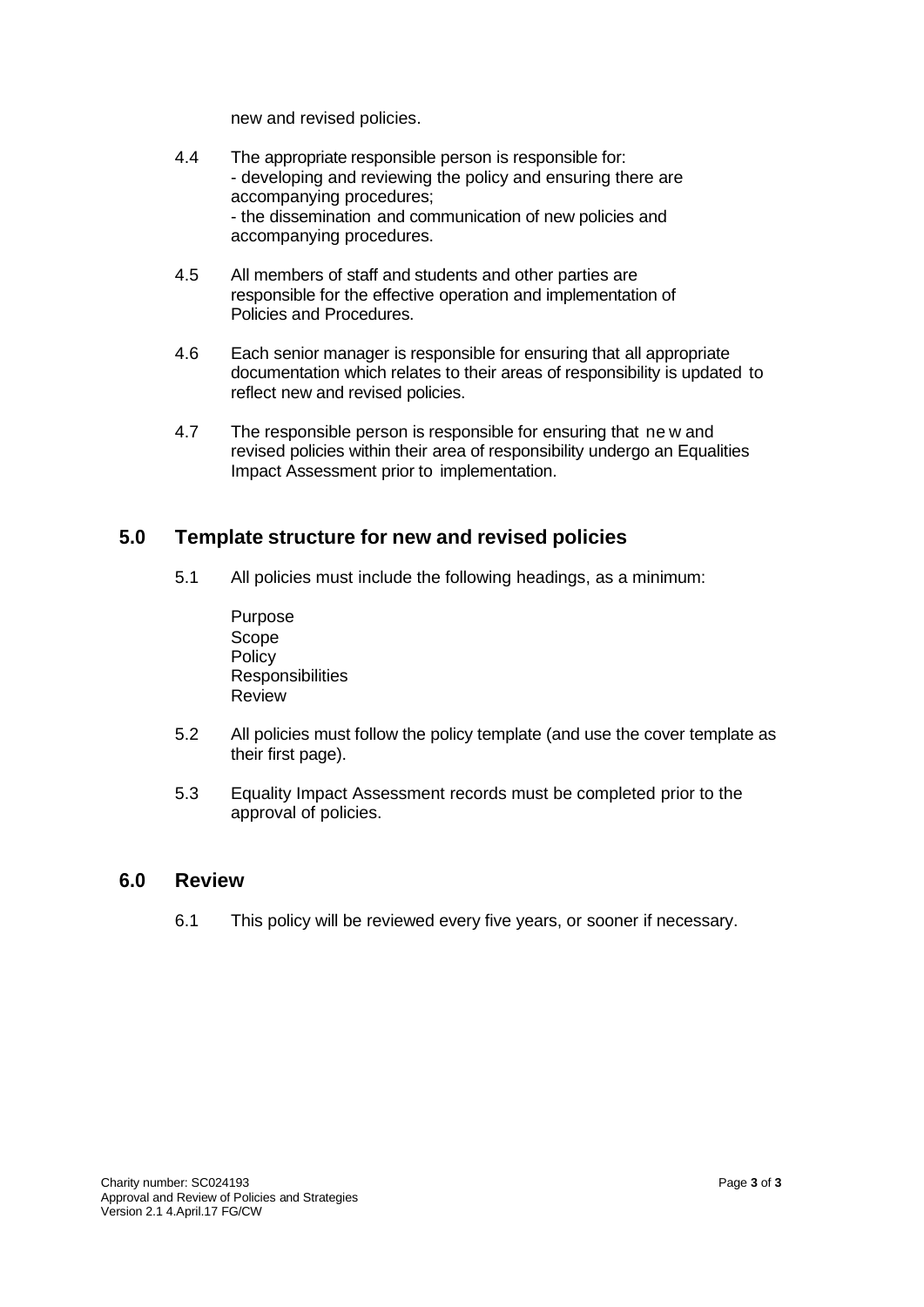new and revised policies.

4.4 The appropriate responsible person is responsible for:
- developing and reviewing the policy and ensuring there are accompanying procedures;
- the dissemination and communication of new policies and accompanying procedures.

4.5 All members of staff and students and other parties are responsible for the effective operation and implementation of Policies and Procedures.

4.6 Each senior manager is responsible for ensuring that all appropriate documentation which relates to their areas of responsibility is updated to reflect new and revised policies.

4.7 The responsible person is responsible for ensuring that new and revised policies within their area of responsibility undergo an Equalities Impact Assessment prior to implementation.

## 5.0 Template structure for new and revised policies

5.1 All policies must include the following headings, as a minimum:

Purpose
Scope
Policy
Responsibilities
Review

5.2 All policies must follow the policy template (and use the cover template as their first page).

5.3 Equality Impact Assessment records must be completed prior to the approval of policies.

## 6.0 Review

6.1 This policy will be reviewed every five years, or sooner if necessary.